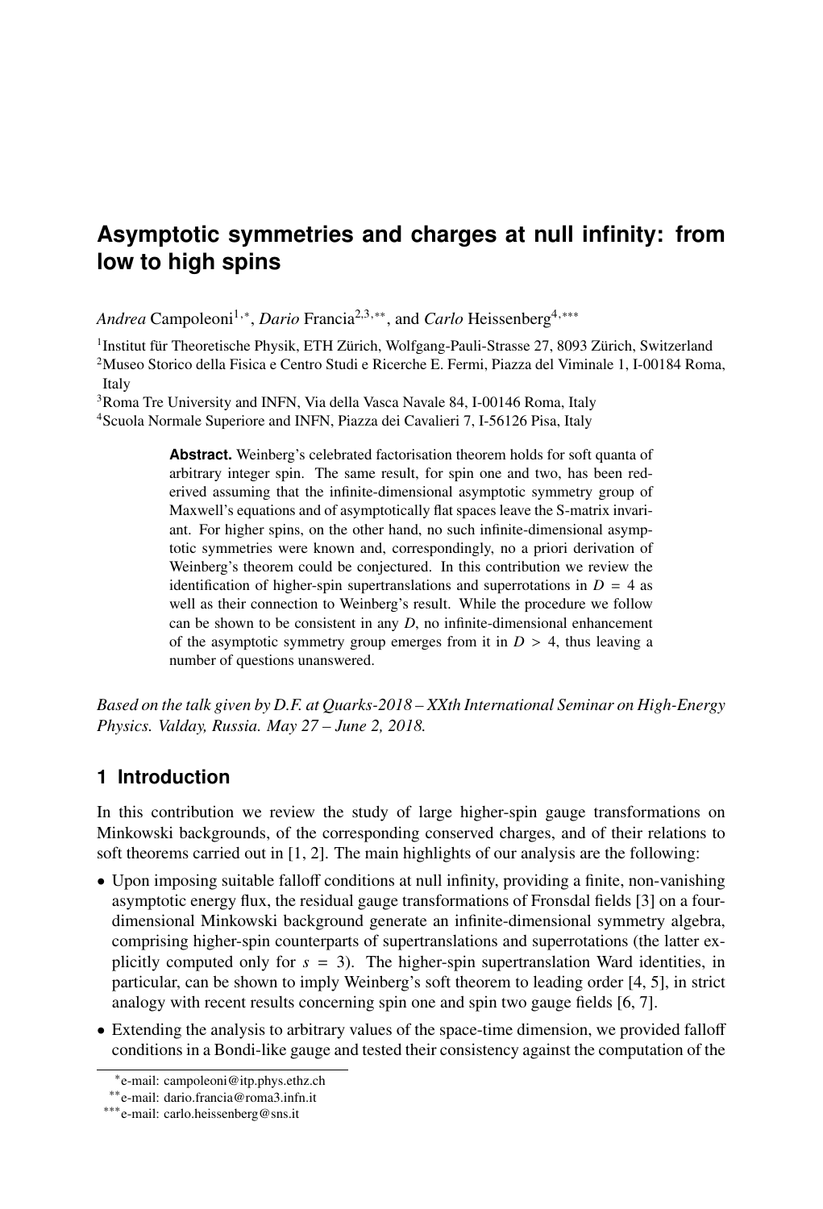# Asymptotic symmetries and charges at null infinity: from low to high spins

*Andrea* Campoleoni[1,*], *Dario* Francia[2,3,**], and *Carlo* Heissenberg[4,***]

[1]Institut für Theoretische Physik, ETH Zürich, Wolfgang-Pauli-Strasse 27, 8093 Zürich, Switzerland
[2]Museo Storico della Fisica e Centro Studi e Ricerche E. Fermi, Piazza del Viminale 1, I-00184 Roma, Italy
[3]Roma Tre University and INFN, Via della Vasca Navale 84, I-00146 Roma, Italy
[4]Scuola Normale Superiore and INFN, Piazza dei Cavalieri 7, I-56126 Pisa, Italy

**Abstract.** Weinberg's celebrated factorisation theorem holds for soft quanta of arbitrary integer spin. The same result, for spin one and two, has been rederived assuming that the infinite-dimensional asymptotic symmetry group of Maxwell's equations and of asymptotically flat spaces leave the S-matrix invariant. For higher spins, on the other hand, no such infinite-dimensional asymptotic symmetries were known and, correspondingly, no a priori derivation of Weinberg's theorem could be conjectured. In this contribution we review the identification of higher-spin supertranslations and superrotations in $D = 4$ as well as their connection to Weinberg's result. While the procedure we follow can be shown to be consistent in any $D$, no infinite-dimensional enhancement of the asymptotic symmetry group emerges from it in $D > 4$, thus leaving a number of questions unanswered.

*Based on the talk given by D.F. at Quarks-2018 – XXth International Seminar on High-Energy Physics. Valday, Russia. May 27 – June 2, 2018.*

## 1 Introduction

In this contribution we review the study of large higher-spin gauge transformations on Minkowski backgrounds, of the corresponding conserved charges, and of their relations to soft theorems carried out in [1, 2]. The main highlights of our analysis are the following:

- Upon imposing suitable falloff conditions at null infinity, providing a finite, non-vanishing asymptotic energy flux, the residual gauge transformations of Fronsdal fields [3] on a four-dimensional Minkowski background generate an infinite-dimensional symmetry algebra, comprising higher-spin counterparts of supertranslations and superrotations (the latter explicitly computed only for $s = 3$). The higher-spin supertranslation Ward identities, in particular, can be shown to imply Weinberg's soft theorem to leading order [4, 5], in strict analogy with recent results concerning spin one and spin two gauge fields [6, 7].
- Extending the analysis to arbitrary values of the space-time dimension, we provided falloff conditions in a Bondi-like gauge and tested their consistency against the computation of the

[*]e-mail: campoleoni@itp.phys.ethz.ch
[**]e-mail: dario.francia@roma3.infn.it
[***]e-mail: carlo.heissenberg@sns.it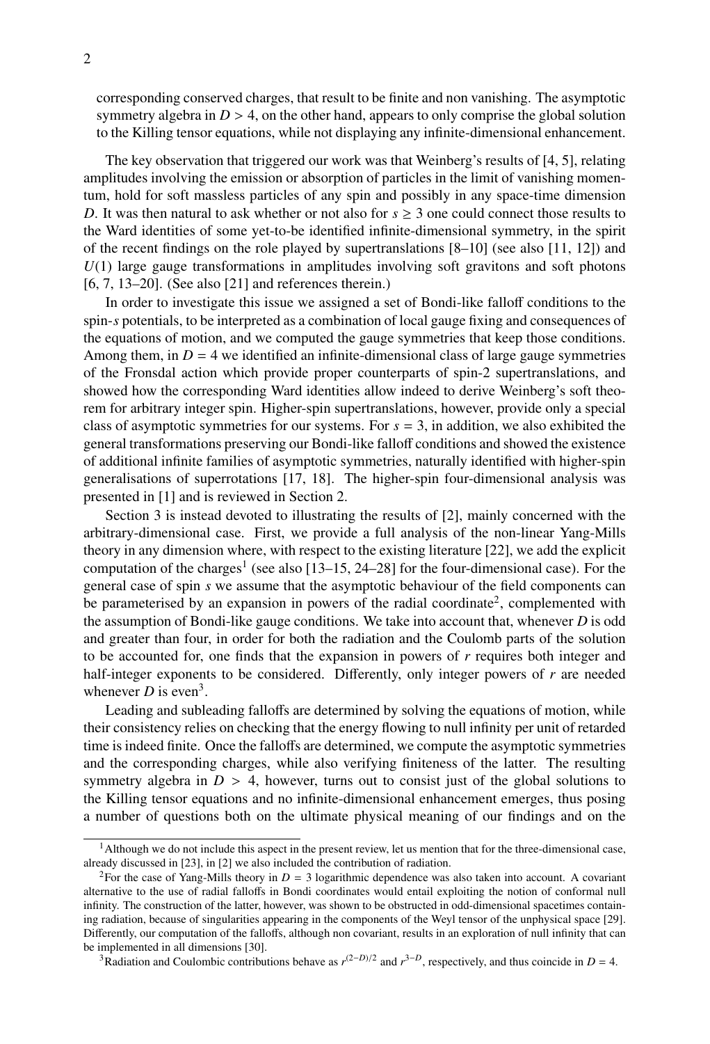corresponding conserved charges, that result to be finite and non vanishing. The asymptotic symmetry algebra in $D > 4$, on the other hand, appears to only comprise the global solution to the Killing tensor equations, while not displaying any infinite-dimensional enhancement.

The key observation that triggered our work was that Weinberg's results of [4, 5], relating amplitudes involving the emission or absorption of particles in the limit of vanishing momentum, hold for soft massless particles of any spin and possibly in any space-time dimension $D$. It was then natural to ask whether or not also for $s \geq 3$ one could connect those results to the Ward identities of some yet-to-be identified infinite-dimensional symmetry, in the spirit of the recent findings on the role played by supertranslations [8–10] (see also [11, 12]) and $U(1)$ large gauge transformations in amplitudes involving soft gravitons and soft photons [6, 7, 13–20]. (See also [21] and references therein.)

In order to investigate this issue we assigned a set of Bondi-like falloff conditions to the spin-$s$ potentials, to be interpreted as a combination of local gauge fixing and consequences of the equations of motion, and we computed the gauge symmetries that keep those conditions. Among them, in $D = 4$ we identified an infinite-dimensional class of large gauge symmetries of the Fronsdal action which provide proper counterparts of spin-2 supertranslations, and showed how the corresponding Ward identities allow indeed to derive Weinberg's soft theorem for arbitrary integer spin. Higher-spin supertranslations, however, provide only a special class of asymptotic symmetries for our systems. For $s = 3$, in addition, we also exhibited the general transformations preserving our Bondi-like falloff conditions and showed the existence of additional infinite families of asymptotic symmetries, naturally identified with higher-spin generalisations of superrotations [17, 18]. The higher-spin four-dimensional analysis was presented in [1] and is reviewed in Section 2.

Section 3 is instead devoted to illustrating the results of [2], mainly concerned with the arbitrary-dimensional case. First, we provide a full analysis of the non-linear Yang-Mills theory in any dimension where, with respect to the existing literature [22], we add the explicit computation of the charges[1] (see also [13–15, 24–28] for the four-dimensional case). For the general case of spin $s$ we assume that the asymptotic behaviour of the field components can be parameterised by an expansion in powers of the radial coordinate[2], complemented with the assumption of Bondi-like gauge conditions. We take into account that, whenever $D$ is odd and greater than four, in order for both the radiation and the Coulomb parts of the solution to be accounted for, one finds that the expansion in powers of $r$ requires both integer and half-integer exponents to be considered. Differently, only integer powers of $r$ are needed whenever $D$ is even[3].

Leading and subleading falloffs are determined by solving the equations of motion, while their consistency relies on checking that the energy flowing to null infinity per unit of retarded time is indeed finite. Once the falloffs are determined, we compute the asymptotic symmetries and the corresponding charges, while also verifying finiteness of the latter. The resulting symmetry algebra in $D > 4$, however, turns out to consist just of the global solutions to the Killing tensor equations and no infinite-dimensional enhancement emerges, thus posing a number of questions both on the ultimate physical meaning of our findings and on the

---

[1] Although we do not include this aspect in the present review, let us mention that for the three-dimensional case, already discussed in [23], in [2] we also included the contribution of radiation.

[2] For the case of Yang-Mills theory in $D = 3$ logarithmic dependence was also taken into account. A covariant alternative to the use of radial falloffs in Bondi coordinates would entail exploiting the notion of conformal null infinity. The construction of the latter, however, was shown to be obstructed in odd-dimensional spacetimes containing radiation, because of singularities appearing in the components of the Weyl tensor of the unphysical space [29]. Differently, our computation of the falloffs, although non covariant, results in an exploration of null infinity that can be implemented in all dimensions [30].

[3] Radiation and Coulombic contributions behave as $r^{(2-D)/2}$ and $r^{3-D}$, respectively, and thus coincide in $D = 4$.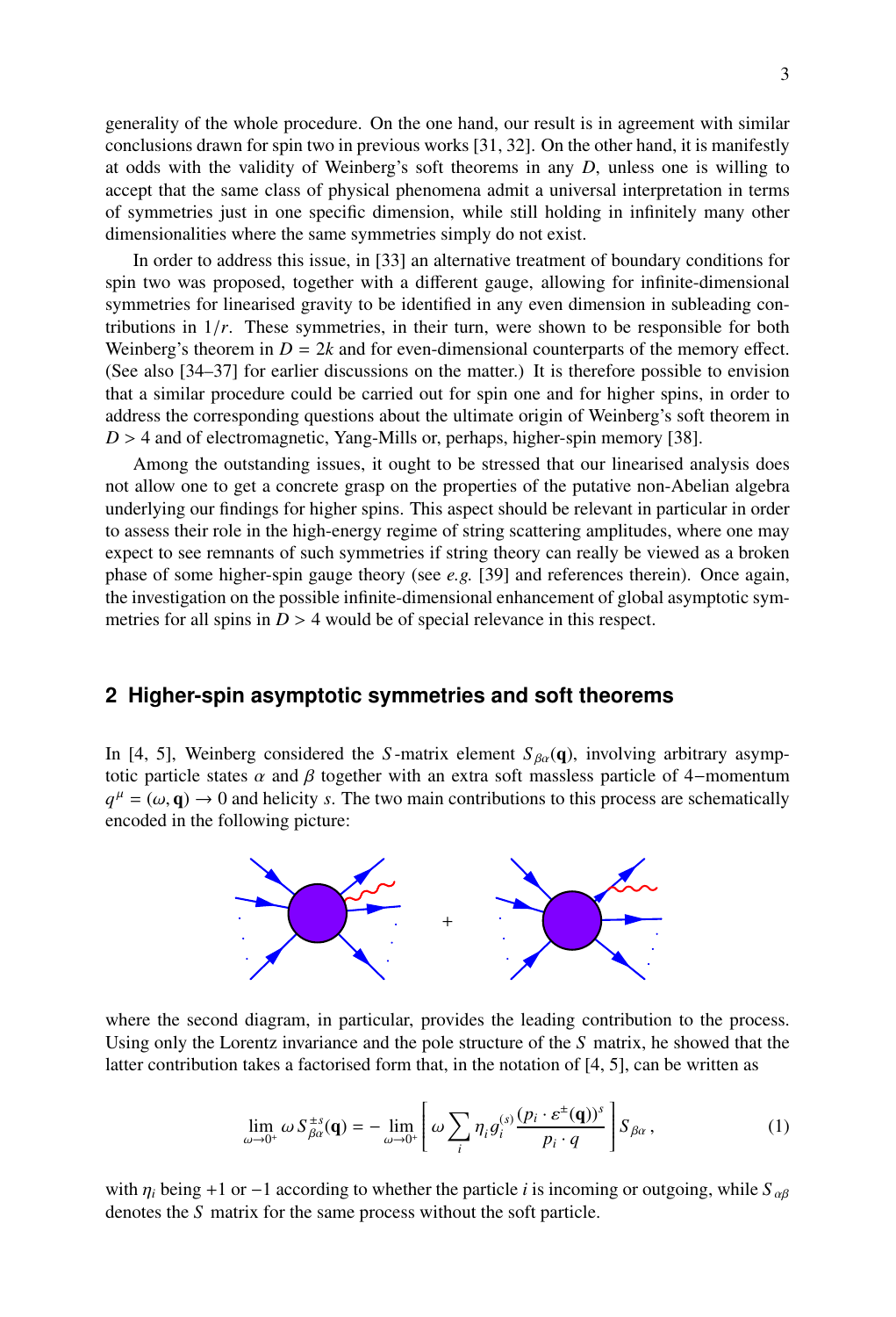generality of the whole procedure. On the one hand, our result is in agreement with similar conclusions drawn for spin two in previous works [31, 32]. On the other hand, it is manifestly at odds with the validity of Weinberg's soft theorems in any $D$, unless one is willing to accept that the same class of physical phenomena admit a universal interpretation in terms of symmetries just in one specific dimension, while still holding in infinitely many other dimensionalities where the same symmetries simply do not exist.

In order to address this issue, in [33] an alternative treatment of boundary conditions for spin two was proposed, together with a different gauge, allowing for infinite-dimensional symmetries for linearised gravity to be identified in any even dimension in subleading contributions in $1/r$. These symmetries, in their turn, were shown to be responsible for both Weinberg's theorem in $D = 2k$ and for even-dimensional counterparts of the memory effect. (See also [34–37] for earlier discussions on the matter.) It is therefore possible to envision that a similar procedure could be carried out for spin one and for higher spins, in order to address the corresponding questions about the ultimate origin of Weinberg's soft theorem in $D > 4$ and of electromagnetic, Yang-Mills or, perhaps, higher-spin memory [38].

Among the outstanding issues, it ought to be stressed that our linearised analysis does not allow one to get a concrete grasp on the properties of the putative non-Abelian algebra underlying our findings for higher spins. This aspect should be relevant in particular in order to assess their role in the high-energy regime of string scattering amplitudes, where one may expect to see remnants of such symmetries if string theory can really be viewed as a broken phase of some higher-spin gauge theory (see *e.g.* [39] and references therein). Once again, the investigation on the possible infinite-dimensional enhancement of global asymptotic symmetries for all spins in $D > 4$ would be of special relevance in this respect.

## 2 Higher-spin asymptotic symmetries and soft theorems

In [4, 5], Weinberg considered the $S$-matrix element $S_{\beta\alpha}(\mathbf{q})$, involving arbitrary asymptotic particle states $\alpha$ and $\beta$ together with an extra soft massless particle of 4−momentum $q^{\mu} = (\omega, \mathbf{q}) \to 0$ and helicity $s$. The two main contributions to this process are schematically encoded in the following picture:

where the second diagram, in particular, provides the leading contribution to the process. Using only the Lorentz invariance and the pole structure of the $S$ matrix, he showed that the latter contribution takes a factorised form that, in the notation of [4, 5], can be written as

$$\lim_{\omega\to 0^+} \omega\, S^{\pm s}_{\beta\alpha}(\mathbf{q}) = -\lim_{\omega\to 0^+} \left[ \omega \sum_i \eta_i g_i^{(s)} \frac{(p_i \cdot \varepsilon^{\pm}(\mathbf{q}))^s}{p_i \cdot q} \right] S_{\beta\alpha}\,, \tag{1}$$

with $\eta_i$ being $+1$ or $-1$ according to whether the particle $i$ is incoming or outgoing, while $S_{\alpha\beta}$ denotes the $S$ matrix for the same process without the soft particle.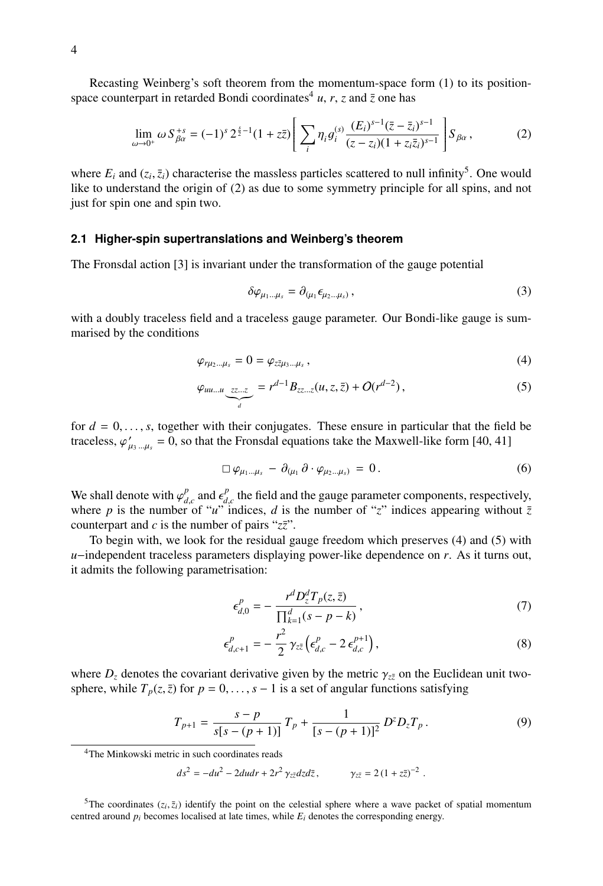Recasting Weinberg's soft theorem from the momentum-space form (1) to its position-space counterpart in retarded Bondi coordinates[4] $u$, $r$, $z$ and $\bar{z}$ one has

$$\lim_{\omega \to 0^+} \omega \, S^{+s}_{\beta\alpha} = (-1)^s \, 2^{\frac{s}{2}-1} (1 + z\bar{z}) \left[ \sum_i \eta_i \, g_i^{(s)} \frac{(E_i)^{s-1} (\bar{z} - \bar{z}_i)^{s-1}}{(z - z_i)(1 + z_i \bar{z}_i)^{s-1}} \right] S_{\beta\alpha} \, , \tag{2}$$

where $E_i$ and $(z_i, \bar{z}_i)$ characterise the massless particles scattered to null infinity[5]. One would like to understand the origin of (2) as due to some symmetry principle for all spins, and not just for spin one and spin two.

### 2.1 Higher-spin supertranslations and Weinberg's theorem

The Fronsdal action [3] is invariant under the transformation of the gauge potential

$$\delta \varphi_{\mu_1 \ldots \mu_s} = \partial_{(\mu_1} \epsilon_{\mu_2 \ldots \mu_s)} \, , \tag{3}$$

with a doubly traceless field and a traceless gauge parameter. Our Bondi-like gauge is summarised by the conditions

$$\varphi_{r \mu_2 \ldots \mu_s} = 0 = \varphi_{z\bar{z} \mu_3 \ldots \mu_s} \, , \tag{4}$$

$$\varphi_{uu \ldots u \underbrace{zz \ldots z}_{d}} = r^{d-1} B_{zz \ldots z}(u, z, \bar{z}) + O(r^{d-2}) \, , \tag{5}$$

for $d = 0, \ldots, s$, together with their conjugates. These ensure in particular that the field be traceless, $\varphi'_{\mu_3 \ldots \mu_s} = 0$, so that the Fronsdal equations take the Maxwell-like form [40, 41]

$$\Box \, \varphi_{\mu_1 \ldots \mu_s} - \partial_{(\mu_1} \partial \cdot \varphi_{\mu_2 \ldots \mu_s)} = 0 \, . \tag{6}$$

We shall denote with $\varphi^p_{d,c}$ and $\epsilon^p_{d,c}$ the field and the gauge parameter components, respectively, where $p$ is the number of "$u$" indices, $d$ is the number of "$z$" indices appearing without $\bar{z}$ counterpart and $c$ is the number of pairs "$z\bar{z}$".

To begin with, we look for the residual gauge freedom which preserves (4) and (5) with $u$−independent traceless parameters displaying power-like dependence on $r$. As it turns out, it admits the following parametrisation:

$$\epsilon^p_{d,0} = - \frac{r^d D_z^d T_p(z, \bar{z})}{\prod_{k=1}^d (s - p - k)} \, , \tag{7}$$

$$\epsilon^p_{d,c+1} = - \frac{r^2}{2} \, \gamma_{z\bar{z}} \left( \epsilon^p_{d,c} - 2 \, \epsilon^{p+1}_{d,c} \right) , \tag{8}$$

where $D_z$ denotes the covariant derivative given by the metric $\gamma_{z\bar{z}}$ on the Euclidean unit two-sphere, while $T_p(z, \bar{z})$ for $p = 0, \ldots, s-1$ is a set of angular functions satisfying

$$T_{p+1} = \frac{s - p}{s[s - (p+1)]} \, T_p + \frac{1}{[s - (p+1)]^2} \, D^z D_z T_p \, . \tag{9}$$

---

[4] The Minkowski metric in such coordinates reads

$$ds^2 = -du^2 - 2du dr + 2r^2 \gamma_{z\bar{z}} dz d\bar{z} \, , \qquad \gamma_{z\bar{z}} = 2 \, (1 + z\bar{z})^{-2} \, .$$

[5] The coordinates $(z_i, \bar{z}_i)$ identify the point on the celestial sphere where a wave packet of spatial momentum centred around $p_i$ becomes localised at late times, while $E_i$ denotes the corresponding energy.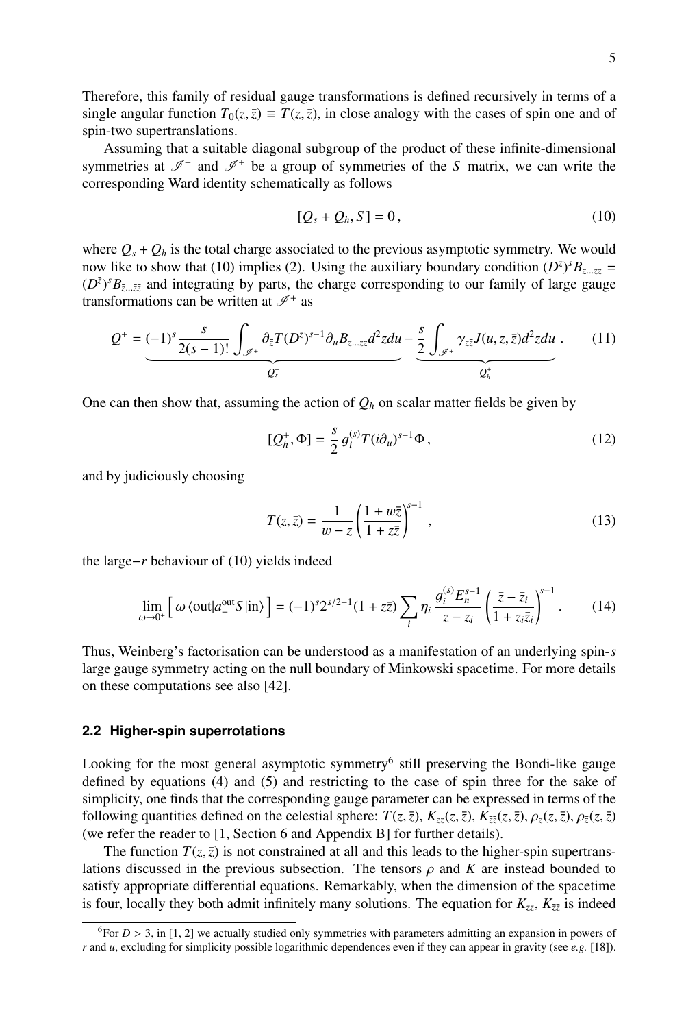Therefore, this family of residual gauge transformations is defined recursively in terms of a single angular function $T_0(z,\bar{z}) \equiv T(z,\bar{z})$, in close analogy with the cases of spin one and of spin-two supertranslations.

Assuming that a suitable diagonal subgroup of the product of these infinite-dimensional symmetries at $\mathscr{I}^-$ and $\mathscr{I}^+$ be a group of symmetries of the $S$ matrix, we can write the corresponding Ward identity schematically as follows

$$[Q_s + Q_h, S] = 0\,, \tag{10}$$

where $Q_s + Q_h$ is the total charge associated to the previous asymptotic symmetry. We would now like to show that (10) implies (2). Using the auxiliary boundary condition $(D^z)^s B_{z\dots zz} = (D^{\bar{z}})^s B_{\bar{z}\dots\bar{z}\bar{z}}$ and integrating by parts, the charge corresponding to our family of large gauge transformations can be written at $\mathscr{I}^+$ as

$$Q^+ = \underbrace{(-1)^s \frac{s}{2(s-1)!}\int_{\mathscr{I}^+} \partial_{\bar{z}} T (D^z)^{s-1} \partial_u B_{z\dots zz} d^2z du}_{Q_s^+} \underbrace{- \frac{s}{2}\int_{\mathscr{I}^+} \gamma_{z\bar{z}} J(u,z,\bar{z}) d^2z du}_{Q_h^+}\,. \tag{11}$$

One can then show that, assuming the action of $Q_h$ on scalar matter fields be given by

$$[Q_h^+, \Phi] = \frac{s}{2}\, g_i^{(s)} T (i\partial_u)^{s-1}\Phi\,, \tag{12}$$

and by judiciously choosing

$$T(z,\bar{z}) = \frac{1}{w-z}\left(\frac{1+w\bar{z}}{1+z\bar{z}}\right)^{s-1}\,, \tag{13}$$

the large$-r$ behaviour of (10) yields indeed

$$\lim_{\omega\to 0^+}\Big[\,\omega\,\langle \text{out}| a_+^{\text{out}} S |\text{in}\rangle\,\Big] = (-1)^s 2^{s/2-1}(1+z\bar{z})\sum_i \eta_i \frac{g_i^{(s)} E_n^{s-1}}{z-z_i}\left(\frac{\bar{z}-\bar{z}_i}{1+z_i\bar{z}_i}\right)^{s-1}\,. \tag{14}$$

Thus, Weinberg's factorisation can be understood as a manifestation of an underlying spin-$s$ large gauge symmetry acting on the null boundary of Minkowski spacetime. For more details on these computations see also [42].

### 2.2 Higher-spin superrotations

Looking for the most general asymptotic symmetry[6] still preserving the Bondi-like gauge defined by equations (4) and (5) and restricting to the case of spin three for the sake of simplicity, one finds that the corresponding gauge parameter can be expressed in terms of the following quantities defined on the celestial sphere: $T(z,\bar{z})$, $K_{zz}(z,\bar{z})$, $K_{\bar{z}\bar{z}}(z,\bar{z})$, $\rho_z(z,\bar{z})$, $\rho_{\bar{z}}(z,\bar{z})$ (we refer the reader to [1, Section 6 and Appendix B] for further details).

The function $T(z,\bar{z})$ is not constrained at all and this leads to the higher-spin supertranslations discussed in the previous subsection. The tensors $\rho$ and $K$ are instead bounded to satisfy appropriate differential equations. Remarkably, when the dimension of the spacetime is four, locally they both admit infinitely many solutions. The equation for $K_{zz}$, $K_{\bar{z}\bar{z}}$ is indeed

[6] For $D > 3$, in [1, 2] we actually studied only symmetries with parameters admitting an expansion in powers of $r$ and $u$, excluding for simplicity possible logarithmic dependences even if they can appear in gravity (see *e.g.* [18]).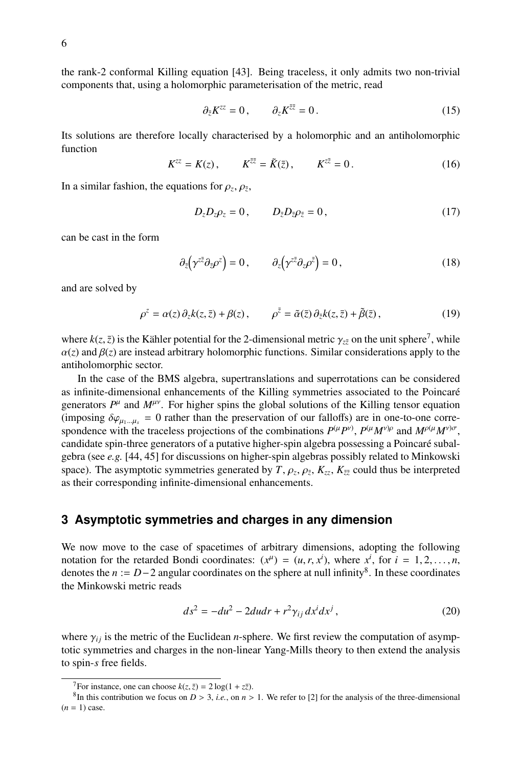the rank-2 conformal Killing equation [43]. Being traceless, it only admits two non-trivial components that, using a holomorphic parameterisation of the metric, read

$$\partial_{\bar{z}} K^{zz} = 0\,, \qquad \partial_z K^{\bar{z}\bar{z}} = 0\,. \tag{15}$$

Its solutions are therefore locally characterised by a holomorphic and an antiholomorphic function

$$K^{zz} = K(z)\,, \qquad K^{\bar{z}\bar{z}} = \tilde{K}(\bar{z})\,, \qquad K^{z\bar{z}} = 0\,. \tag{16}$$

In a similar fashion, the equations for $\rho_z$, $\rho_{\bar{z}}$,

$$D_z D_z \rho_z = 0\,, \qquad D_{\bar{z}} D_{\bar{z}} \rho_{\bar{z}} = 0\,, \tag{17}$$

can be cast in the form

$$\partial_{\bar{z}}\Big(\gamma^{z\bar{z}}\partial_{\bar{z}}\rho^{z}\Big) = 0\,, \qquad \partial_{z}\Big(\gamma^{z\bar{z}}\partial_{z}\rho^{\bar{z}}\Big) = 0\,, \tag{18}$$

and are solved by

$$\rho^{z} = \alpha(z)\,\partial_z k(z,\bar{z}) + \beta(z)\,, \qquad \rho^{\bar{z}} = \tilde{\alpha}(\bar{z})\,\partial_{\bar{z}} k(z,\bar{z}) + \tilde{\beta}(\bar{z})\,, \tag{19}$$

where $k(z,\bar{z})$ is the Kähler potential for the 2-dimensional metric $\gamma_{z\bar{z}}$ on the unit sphere[7], while $\alpha(z)$ and $\beta(z)$ are instead arbitrary holomorphic functions. Similar considerations apply to the antiholomorphic sector.

In the case of the BMS algebra, supertranslations and superrotations can be considered as infinite-dimensional enhancements of the Killing symmetries associated to the Poincaré generators $P^\mu$ and $M^{\mu\nu}$. For higher spins the global solutions of the Killing tensor equation (imposing $\delta\varphi_{\mu_1\ldots\mu_s} = 0$ rather than the preservation of our falloffs) are in one-to-one correspondence with the traceless projections of the combinations $P^{(\mu}P^{\nu)}$, $P^{(\mu}M^{\nu)\rho}$ and $M^{\rho(\mu}M^{\nu)\sigma}$, candidate spin-three generators of a putative higher-spin algebra possessing a Poincaré subalgebra (see *e.g.* [44, 45] for discussions on higher-spin algebras possibly related to Minkowski space). The asymptotic symmetries generated by $T$, $\rho_z$, $\rho_{\bar{z}}$, $K_{zz}$, $K_{\bar{z}\bar{z}}$ could thus be interpreted as their corresponding infinite-dimensional enhancements.

## 3 Asymptotic symmetries and charges in any dimension

We now move to the case of spacetimes of arbitrary dimensions, adopting the following notation for the retarded Bondi coordinates: $(x^\mu) = (u, r, x^i)$, where $x^i$, for $i = 1, 2, \ldots, n$, denotes the $n := D-2$ angular coordinates on the sphere at null infinity[8]. In these coordinates the Minkowski metric reads

$$ds^2 = -du^2 - 2du dr + r^2 \gamma_{ij}\, dx^i dx^j\,, \tag{20}$$

where $\gamma_{ij}$ is the metric of the Euclidean $n$-sphere. We first review the computation of asymptotic symmetries and charges in the non-linear Yang-Mills theory to then extend the analysis to spin-$s$ free fields.

---

[7] For instance, one can choose $k(z,\bar{z}) = 2\log(1 + z\bar{z})$.

[8] In this contribution we focus on $D > 3$, *i.e.*, on $n > 1$. We refer to [2] for the analysis of the three-dimensional ($n = 1$) case.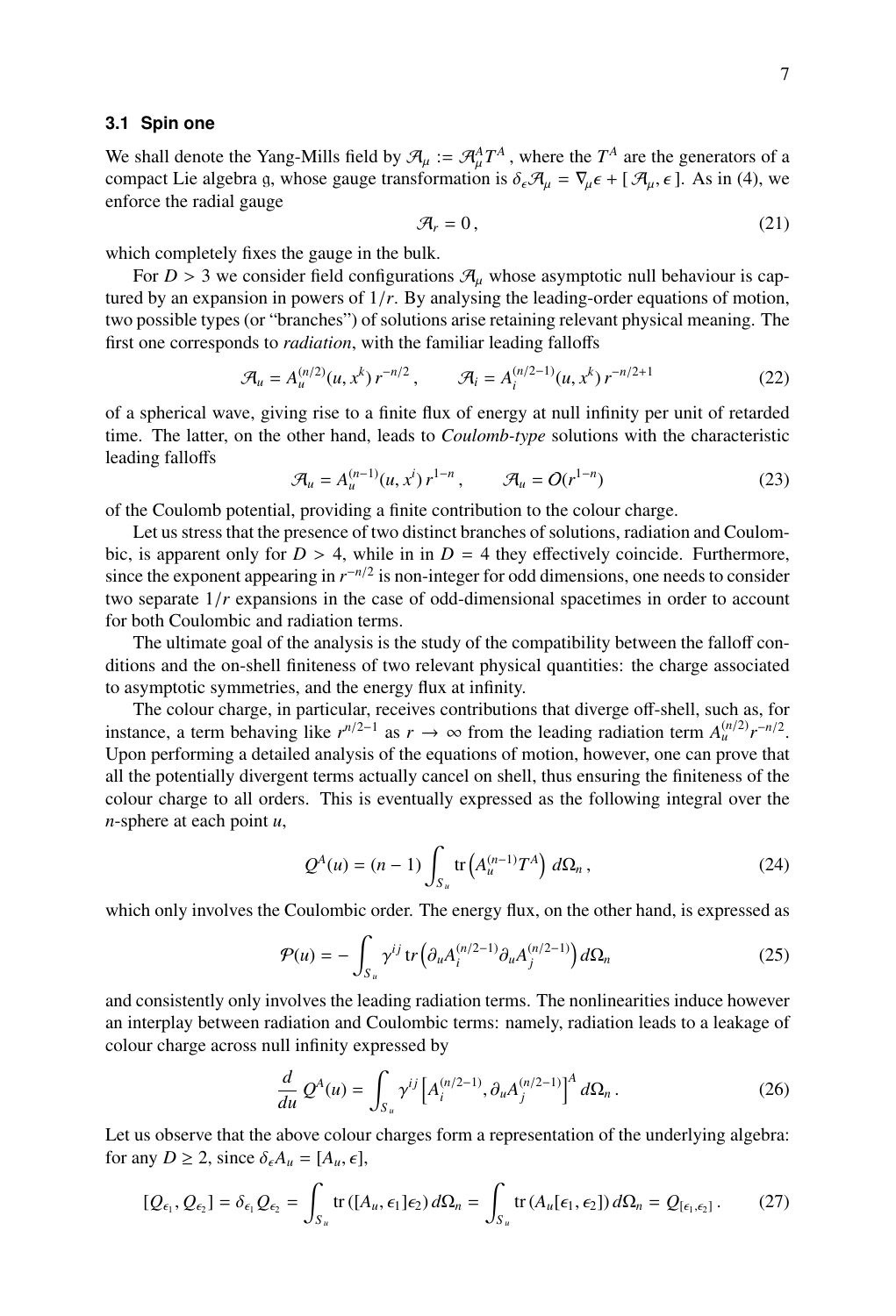### 3.1 Spin one

We shall denote the Yang-Mills field by $\mathcal{A}_\mu := \mathcal{A}^A_\mu T^A$ , where the $T^A$ are the generators of a compact Lie algebra $\mathfrak{g}$, whose gauge transformation is $\delta_\epsilon \mathcal{A}_\mu = \nabla_\mu \epsilon + [\,\mathcal{A}_\mu, \epsilon\,]$. As in (4), we enforce the radial gauge

$$\mathcal{A}_r = 0\,, \tag{21}$$

which completely fixes the gauge in the bulk.

For $D > 3$ we consider field configurations $\mathcal{A}_\mu$ whose asymptotic null behaviour is captured by an expansion in powers of $1/r$. By analysing the leading-order equations of motion, two possible types (or "branches") of solutions arise retaining relevant physical meaning. The first one corresponds to *radiation*, with the familiar leading falloffs

$$\mathcal{A}_u = A_u^{(n/2)}(u, x^k)\, r^{-n/2}\,, \qquad \mathcal{A}_i = A_i^{(n/2-1)}(u, x^k)\, r^{-n/2+1} \tag{22}$$

of a spherical wave, giving rise to a finite flux of energy at null infinity per unit of retarded time. The latter, on the other hand, leads to *Coulomb-type* solutions with the characteristic leading falloffs

$$\mathcal{A}_u = A_u^{(n-1)}(u, x^i)\, r^{1-n}\,, \qquad \mathcal{A}_u = \mathcal{O}(r^{1-n}) \tag{23}$$

of the Coulomb potential, providing a finite contribution to the colour charge.

Let us stress that the presence of two distinct branches of solutions, radiation and Coulombic, is apparent only for $D > 4$, while in in $D = 4$ they effectively coincide. Furthermore, since the exponent appearing in $r^{-n/2}$ is non-integer for odd dimensions, one needs to consider two separate $1/r$ expansions in the case of odd-dimensional spacetimes in order to account for both Coulombic and radiation terms.

The ultimate goal of the analysis is the study of the compatibility between the falloff conditions and the on-shell finiteness of two relevant physical quantities: the charge associated to asymptotic symmetries, and the energy flux at infinity.

The colour charge, in particular, receives contributions that diverge off-shell, such as, for instance, a term behaving like $r^{n/2-1}$ as $r \to \infty$ from the leading radiation term $A_u^{(n/2)} r^{-n/2}$. Upon performing a detailed analysis of the equations of motion, however, one can prove that all the potentially divergent terms actually cancel on shell, thus ensuring the finiteness of the colour charge to all orders. This is eventually expressed as the following integral over the $n$-sphere at each point $u$,

$$Q^A(u) = (n-1) \int_{S_u} \mathrm{tr}\left(A_u^{(n-1)} T^A\right) d\Omega_n\,, \tag{24}$$

which only involves the Coulombic order. The energy flux, on the other hand, is expressed as

$$\mathcal{P}(u) = -\int_{S_u} \gamma^{ij}\, \mathrm{tr}\left(\partial_u A_i^{(n/2-1)} \partial_u A_j^{(n/2-1)}\right) d\Omega_n \tag{25}$$

and consistently only involves the leading radiation terms. The nonlinearities induce however an interplay between radiation and Coulombic terms: namely, radiation leads to a leakage of colour charge across null infinity expressed by

$$\frac{d}{du}\, Q^A(u) = \int_{S_u} \gamma^{ij} \left[A_i^{(n/2-1)}, \partial_u A_j^{(n/2-1)}\right]^A d\Omega_n\,. \tag{26}$$

Let us observe that the above colour charges form a representation of the underlying algebra: for any $D \geq 2$, since $\delta_\epsilon A_u = [A_u, \epsilon]$,

$$[Q_{\epsilon_1}, Q_{\epsilon_2}] = \delta_{\epsilon_1} Q_{\epsilon_2} = \int_{S_u} \mathrm{tr}\,([A_u, \epsilon_1]\epsilon_2)\, d\Omega_n = \int_{S_u} \mathrm{tr}\,(A_u[\epsilon_1, \epsilon_2])\, d\Omega_n = Q_{[\epsilon_1, \epsilon_2]}\,. \tag{27}$$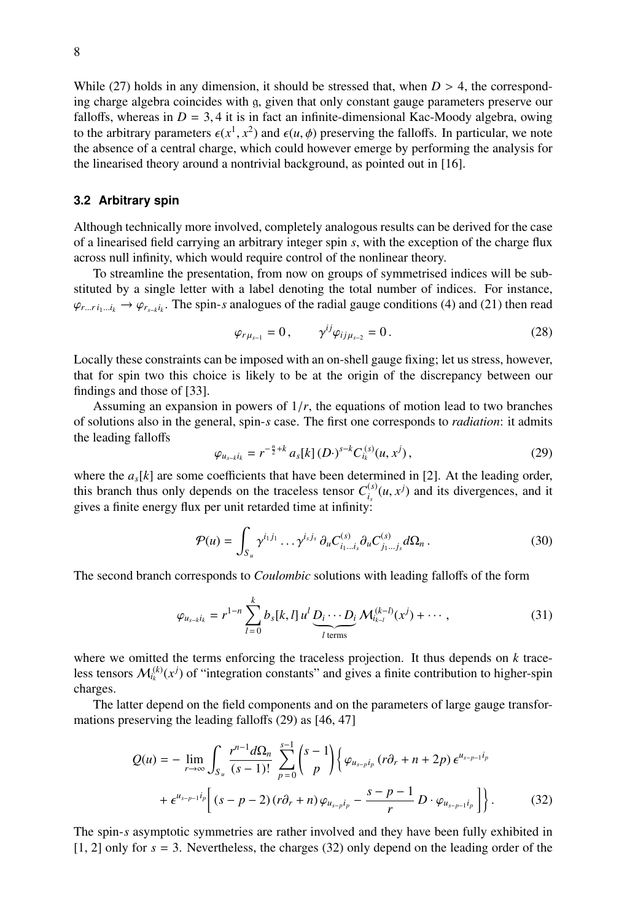While (27) holds in any dimension, it should be stressed that, when $D > 4$, the corresponding charge algebra coincides with $\mathfrak{g}$, given that only constant gauge parameters preserve our falloffs, whereas in $D = 3, 4$ it is in fact an infinite-dimensional Kac-Moody algebra, owing to the arbitrary parameters $\epsilon(x^1, x^2)$ and $\epsilon(u, \phi)$ preserving the falloffs. In particular, we note the absence of a central charge, which could however emerge by performing the analysis for the linearised theory around a nontrivial background, as pointed out in [16].

### 3.2 Arbitrary spin

Although technically more involved, completely analogous results can be derived for the case of a linearised field carrying an arbitrary integer spin $s$, with the exception of the charge flux across null infinity, which would require control of the nonlinear theory.

To streamline the presentation, from now on groups of symmetrised indices will be substituted by a single letter with a label denoting the total number of indices. For instance, $\varphi_{r\ldots r\, i_1\ldots i_k} \to \varphi_{r_{s-k} i_k}$. The spin-$s$ analogues of the radial gauge conditions (4) and (21) then read

$$\varphi_{r\,\mu_{s-1}} = 0\,, \qquad \gamma^{ij}\varphi_{ij\,\mu_{s-2}} = 0\,. \tag{28}$$

Locally these constraints can be imposed with an on-shell gauge fixing; let us stress, however, that for spin two this choice is likely to be at the origin of the discrepancy between our findings and those of [33].

Assuming an expansion in powers of $1/r$, the equations of motion lead to two branches of solutions also in the general, spin-$s$ case. The first one corresponds to *radiation*: it admits the leading falloffs

$$\varphi_{u_{s-k} i_k} = r^{-\frac{n}{2}+k}\, a_s[k]\, (D\cdot)^{s-k} C^{(s)}_{i_k}(u, x^j)\,, \tag{29}$$

where the $a_s[k]$ are some coefficients that have been determined in [2]. At the leading order, this branch thus only depends on the traceless tensor $C^{(s)}_{i_s}(u, x^j)$ and its divergences, and it gives a finite energy flux per unit retarded time at infinity:

$$\mathcal{P}(u) = \int_{S_u} \gamma^{i_1 j_1} \ldots \gamma^{i_s j_s}\, \partial_u C^{(s)}_{i_1\ldots i_s}\, \partial_u C^{(s)}_{j_1\ldots j_s}\, d\Omega_n\,. \tag{30}$$

The second branch corresponds to *Coulombic* solutions with leading falloffs of the form

$$\varphi_{u_{s-k} i_k} = r^{1-n} \sum_{l=0}^{k} b_s[k,l]\, u^l\, \underbrace{D_i \cdots D_i}_{l \text{ terms}}\, \mathcal{M}^{(k-l)}_{i_{k-l}}(x^j) + \cdots\,, \tag{31}$$

where we omitted the terms enforcing the traceless projection. It thus depends on $k$ traceless tensors $\mathcal{M}^{(k)}_{i_k}(x^j)$ of "integration constants" and gives a finite contribution to higher-spin charges.

The latter depend on the field components and on the parameters of large gauge transformations preserving the leading falloffs (29) as [46, 47]

$$\begin{aligned} Q(u) = -\lim_{r\to\infty} \int_{S_u} \frac{r^{n-1} d\Omega_n}{(s-1)!} \sum_{p=0}^{s-1} \binom{s-1}{p} \Big\{ &\varphi_{u_{s-p} i_p}\, (r\partial_r + n + 2p)\, \epsilon^{u_{s-p-1} i_p} \\ &+ \epsilon^{u_{s-p-1} i_p} \Big[ (s-p-2)\,(r\partial_r + n)\, \varphi_{u_{s-p} i_p} - \frac{s-p-1}{r}\, D\cdot \varphi_{u_{s-p-1} i_p} \Big] \Big\}\,. \end{aligned} \tag{32}$$

The spin-$s$ asymptotic symmetries are rather involved and they have been fully exhibited in [1, 2] only for $s = 3$. Nevertheless, the charges (32) only depend on the leading order of the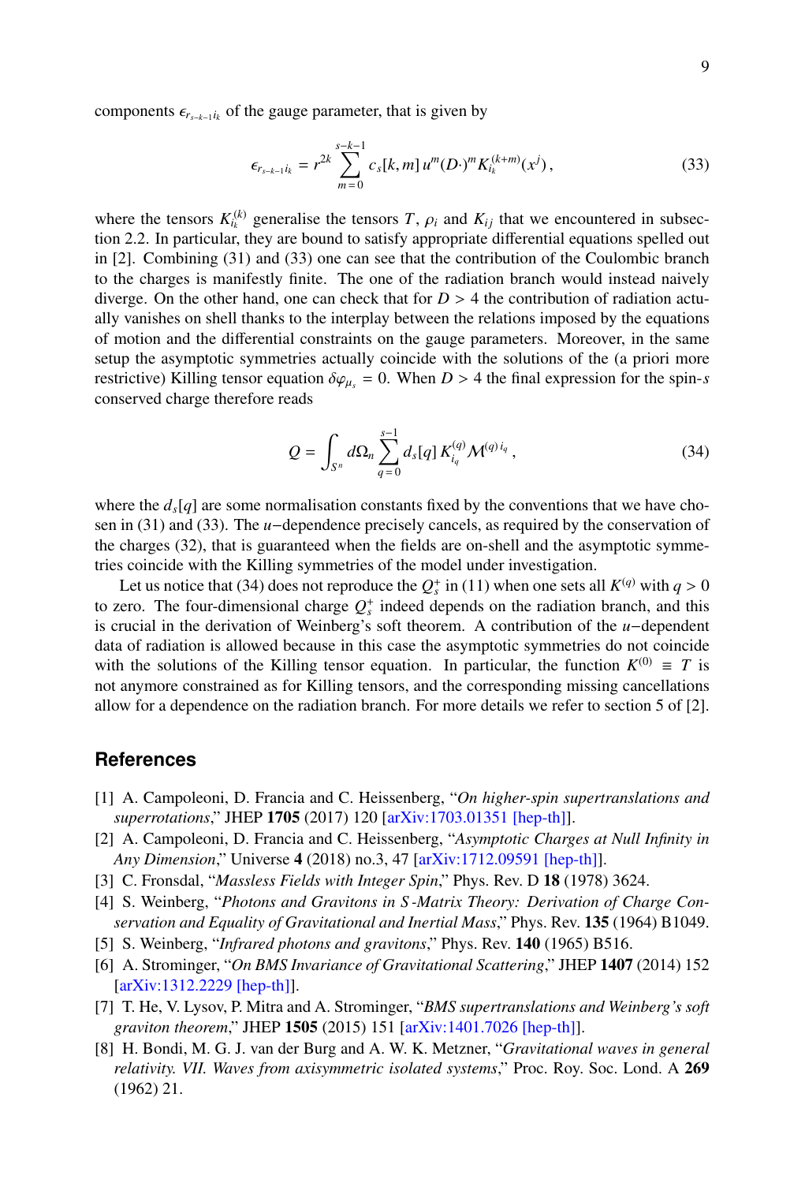components $\epsilon_{r_{s-k-1}i_k}$ of the gauge parameter, that is given by

$$\epsilon_{r_{s-k-1}i_k} = r^{2k} \sum_{m=0}^{s-k-1} c_s[k,m]\, u^m (D\cdot)^m K_{i_k}^{(k+m)}(x^j)\,, \tag{33}$$

where the tensors $K_{i_k}^{(k)}$ generalise the tensors $T$, $\rho_i$ and $K_{ij}$ that we encountered in subsection 2.2. In particular, they are bound to satisfy appropriate differential equations spelled out in [2]. Combining (31) and (33) one can see that the contribution of the Coulombic branch to the charges is manifestly finite. The one of the radiation branch would instead naively diverge. On the other hand, one can check that for $D > 4$ the contribution of radiation actually vanishes on shell thanks to the interplay between the relations imposed by the equations of motion and the differential constraints on the gauge parameters. Moreover, in the same setup the asymptotic symmetries actually coincide with the solutions of the (a priori more restrictive) Killing tensor equation $\delta\varphi_{\mu_s} = 0$. When $D > 4$ the final expression for the spin-$s$ conserved charge therefore reads

$$Q = \int_{S^n} d\Omega_n \sum_{q=0}^{s-1} d_s[q]\, K_{i_q}^{(q)} \mathcal{M}^{(q)\, i_q}\,, \tag{34}$$

where the $d_s[q]$ are some normalisation constants fixed by the conventions that we have chosen in (31) and (33). The $u-$dependence precisely cancels, as required by the conservation of the charges (32), that is guaranteed when the fields are on-shell and the asymptotic symmetries coincide with the Killing symmetries of the model under investigation.

Let us notice that (34) does not reproduce the $Q_s^+$ in (11) when one sets all $K^{(q)}$ with $q > 0$ to zero. The four-dimensional charge $Q_s^+$ indeed depends on the radiation branch, and this is crucial in the derivation of Weinberg's soft theorem. A contribution of the $u-$dependent data of radiation is allowed because in this case the asymptotic symmetries do not coincide with the solutions of the Killing tensor equation. In particular, the function $K^{(0)} \equiv T$ is not anymore constrained as for Killing tensors, and the corresponding missing cancellations allow for a dependence on the radiation branch. For more details we refer to section 5 of [2].

## References

[1] A. Campoleoni, D. Francia and C. Heissenberg, "*On higher-spin supertranslations and superrotations*," JHEP **1705** (2017) 120 [arXiv:1703.01351 [hep-th]].

[2] A. Campoleoni, D. Francia and C. Heissenberg, "*Asymptotic Charges at Null Infinity in Any Dimension*," Universe **4** (2018) no.3, 47 [arXiv:1712.09591 [hep-th]].

[3] C. Fronsdal, "*Massless Fields with Integer Spin*," Phys. Rev. D **18** (1978) 3624.

[4] S. Weinberg, "*Photons and Gravitons in S-Matrix Theory: Derivation of Charge Conservation and Equality of Gravitational and Inertial Mass*," Phys. Rev. **135** (1964) B1049.

[5] S. Weinberg, "*Infrared photons and gravitons*," Phys. Rev. **140** (1965) B516.

[6] A. Strominger, "*On BMS Invariance of Gravitational Scattering*," JHEP **1407** (2014) 152 [arXiv:1312.2229 [hep-th]].

[7] T. He, V. Lysov, P. Mitra and A. Strominger, "*BMS supertranslations and Weinberg's soft graviton theorem*," JHEP **1505** (2015) 151 [arXiv:1401.7026 [hep-th]].

[8] H. Bondi, M. G. J. van der Burg and A. W. K. Metzner, "*Gravitational waves in general relativity. VII. Waves from axisymmetric isolated systems*," Proc. Roy. Soc. Lond. A **269** (1962) 21.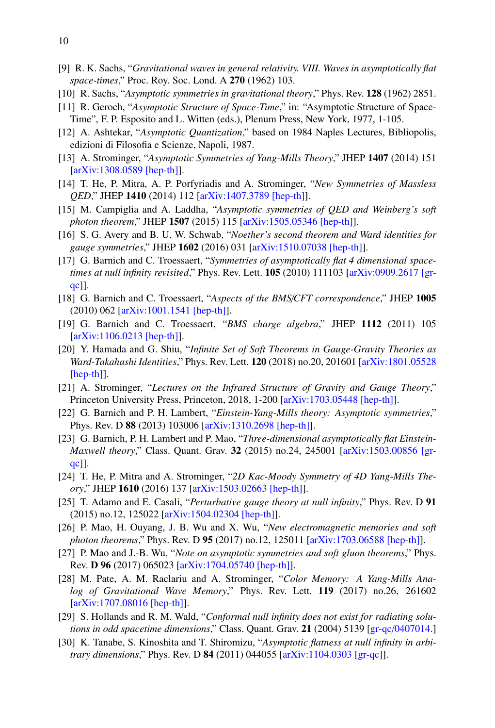[9] R. K. Sachs, "*Gravitational waves in general relativity. VIII. Waves in asymptotically flat space-times*," Proc. Roy. Soc. Lond. A **270** (1962) 103.

[10] R. Sachs, "*Asymptotic symmetries in gravitational theory*," Phys. Rev. **128** (1962) 2851.

[11] R. Geroch, "*Asymptotic Structure of Space-Time*," in: "Asymptotic Structure of Space-Time", F. P. Esposito and L. Witten (eds.), Plenum Press, New York, 1977, 1-105.

[12] A. Ashtekar, "*Asymptotic Quantization*," based on 1984 Naples Lectures, Bibliopolis, edizioni di Filosofia e Scienze, Napoli, 1987.

[13] A. Strominger, "*Asymptotic Symmetries of Yang-Mills Theory*," JHEP **1407** (2014) 151 [arXiv:1308.0589 [hep-th]].

[14] T. He, P. Mitra, A. P. Porfyriadis and A. Strominger, "*New Symmetries of Massless QED*," JHEP **1410** (2014) 112 [arXiv:1407.3789 [hep-th]].

[15] M. Campiglia and A. Laddha, "*Asymptotic symmetries of QED and Weinberg's soft photon theorem*," JHEP **1507** (2015) 115 [arXiv:1505.05346 [hep-th]].

[16] S. G. Avery and B. U. W. Schwab, "*Noether's second theorem and Ward identities for gauge symmetries*," JHEP **1602** (2016) 031 [arXiv:1510.07038 [hep-th]].

[17] G. Barnich and C. Troessaert, "*Symmetries of asymptotically flat 4 dimensional spacetimes at null infinity revisited*," Phys. Rev. Lett. **105** (2010) 111103 [arXiv:0909.2617 [gr-qc]].

[18] G. Barnich and C. Troessaert, "*Aspects of the BMS/CFT correspondence*," JHEP **1005** (2010) 062 [arXiv:1001.1541 [hep-th]].

[19] G. Barnich and C. Troessaert, "*BMS charge algebra*," JHEP **1112** (2011) 105 [arXiv:1106.0213 [hep-th]].

[20] Y. Hamada and G. Shiu, "*Infinite Set of Soft Theorems in Gauge-Gravity Theories as Ward-Takahashi Identities*," Phys. Rev. Lett. **120** (2018) no.20, 201601 [arXiv:1801.05528 [hep-th]].

[21] A. Strominger, "*Lectures on the Infrared Structure of Gravity and Gauge Theory*," Princeton University Press, Princeton, 2018, 1-200 [arXiv:1703.05448 [hep-th]].

[22] G. Barnich and P. H. Lambert, "*Einstein-Yang-Mills theory: Asymptotic symmetries*," Phys. Rev. D **88** (2013) 103006 [arXiv:1310.2698 [hep-th]].

[23] G. Barnich, P. H. Lambert and P. Mao, "*Three-dimensional asymptotically flat Einstein-Maxwell theory*," Class. Quant. Grav. **32** (2015) no.24, 245001 [arXiv:1503.00856 [gr-qc]].

[24] T. He, P. Mitra and A. Strominger, "*2D Kac-Moody Symmetry of 4D Yang-Mills Theory*," JHEP **1610** (2016) 137 [arXiv:1503.02663 [hep-th]].

[25] T. Adamo and E. Casali, "*Perturbative gauge theory at null infinity*," Phys. Rev. D **91** (2015) no.12, 125022 [arXiv:1504.02304 [hep-th]].

[26] P. Mao, H. Ouyang, J. B. Wu and X. Wu, "*New electromagnetic memories and soft photon theorems*," Phys. Rev. D **95** (2017) no.12, 125011 [arXiv:1703.06588 [hep-th]].

[27] P. Mao and J.-B. Wu, "*Note on asymptotic symmetries and soft gluon theorems*," Phys. Rev. **D 96** (2017) 065023 [arXiv:1704.05740 [hep-th]].

[28] M. Pate, A. M. Raclariu and A. Strominger, "*Color Memory: A Yang-Mills Analog of Gravitational Wave Memory*," Phys. Rev. Lett. **119** (2017) no.26, 261602 [arXiv:1707.08016 [hep-th]].

[29] S. Hollands and R. M. Wald, "*Conformal null infinity does not exist for radiating solutions in odd spacetime dimensions*," Class. Quant. Grav. **21** (2004) 5139 [gr-qc/0407014.]

[30] K. Tanabe, S. Kinoshita and T. Shiromizu, "*Asymptotic flatness at null infinity in arbitrary dimensions*," Phys. Rev. D **84** (2011) 044055 [arXiv:1104.0303 [gr-qc]].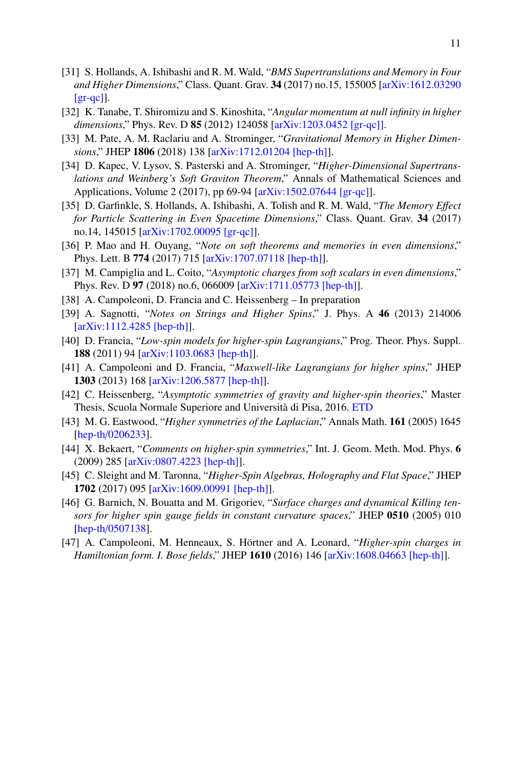[31] S. Hollands, A. Ishibashi and R. M. Wald, "*BMS Supertranslations and Memory in Four and Higher Dimensions*," Class. Quant. Grav. **34** (2017) no.15, 155005 [arXiv:1612.03290 [gr-qc]].

[32] K. Tanabe, T. Shiromizu and S. Kinoshita, "*Angular momentum at null infinity in higher dimensions*," Phys. Rev. D **85** (2012) 124058 [arXiv:1203.0452 [gr-qc]].

[33] M. Pate, A. M. Raclariu and A. Strominger, "*Gravitational Memory in Higher Dimensions*," JHEP **1806** (2018) 138 [arXiv:1712.01204 [hep-th]].

[34] D. Kapec, V. Lysov, S. Pasterski and A. Strominger, "*Higher-Dimensional Supertranslations and Weinberg's Soft Graviton Theorem*," Annals of Mathematical Sciences and Applications, Volume 2 (2017), pp 69-94 [arXiv:1502.07644 [gr-qc]].

[35] D. Garfinkle, S. Hollands, A. Ishibashi, A. Tolish and R. M. Wald, "*The Memory Effect for Particle Scattering in Even Spacetime Dimensions*," Class. Quant. Grav. **34** (2017) no.14, 145015 [arXiv:1702.00095 [gr-qc]].

[36] P. Mao and H. Ouyang, "*Note on soft theorems and memories in even dimensions*," Phys. Lett. B **774** (2017) 715 [arXiv:1707.07118 [hep-th]].

[37] M. Campiglia and L. Coito, "*Asymptotic charges from soft scalars in even dimensions*," Phys. Rev. D **97** (2018) no.6, 066009 [arXiv:1711.05773 [hep-th]].

[38] A. Campoleoni, D. Francia and C. Heissenberg – In preparation

[39] A. Sagnotti, "*Notes on Strings and Higher Spins*," J. Phys. A **46** (2013) 214006 [arXiv:1112.4285 [hep-th]].

[40] D. Francia, "*Low-spin models for higher-spin Lagrangians*," Prog. Theor. Phys. Suppl. **188** (2011) 94 [arXiv:1103.0683 [hep-th]].

[41] A. Campoleoni and D. Francia, "*Maxwell-like Lagrangians for higher spins*," JHEP **1303** (2013) 168 [arXiv:1206.5877 [hep-th]].

[42] C. Heissenberg, "*Asymptotic symmetries of gravity and higher-spin theories*," Master Thesis, Scuola Normale Superiore and Università di Pisa, 2016. ETD

[43] M. G. Eastwood, "*Higher symmetries of the Laplacian*," Annals Math. **161** (2005) 1645 [hep-th/0206233].

[44] X. Bekaert, "*Comments on higher-spin symmetries*," Int. J. Geom. Meth. Mod. Phys. **6** (2009) 285 [arXiv:0807.4223 [hep-th]].

[45] C. Sleight and M. Taronna, "*Higher-Spin Algebras, Holography and Flat Space*," JHEP **1702** (2017) 095 [arXiv:1609.00991 [hep-th]].

[46] G. Barnich, N. Bouatta and M. Grigoriev, "*Surface charges and dynamical Killing tensors for higher spin gauge fields in constant curvature spaces*," JHEP **0510** (2005) 010 [hep-th/0507138].

[47] A. Campoleoni, M. Henneaux, S. Hörtner and A. Leonard, "*Higher-spin charges in Hamiltonian form. I. Bose fields*," JHEP **1610** (2016) 146 [arXiv:1608.04663 [hep-th]].